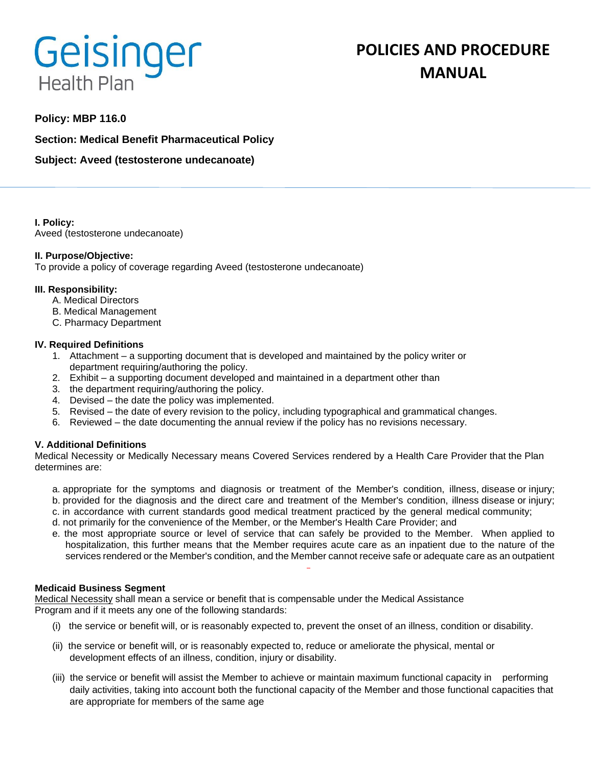Geisinger Health Plan

# POLICIES AND PROCEDURE MANUAL

**Policy: MBP 116.0**

**Section: Medical Benefit Pharmaceutical Policy**

**Subject: Aveed (testosterone undecanoate)**

**I. Policy:**
Aveed (testosterone undecanoate)

**II. Purpose/Objective:**
To provide a policy of coverage regarding Aveed (testosterone undecanoate)

**III. Responsibility:**

A. Medical Directors
B. Medical Management
C. Pharmacy Department

**IV. Required Definitions**

1. Attachment – a supporting document that is developed and maintained by the policy writer or department requiring/authoring the policy.
2. Exhibit – a supporting document developed and maintained in a department other than
3. the department requiring/authoring the policy.
4. Devised – the date the policy was implemented.
5. Revised – the date of every revision to the policy, including typographical and grammatical changes.
6. Reviewed – the date documenting the annual review if the policy has no revisions necessary.

**V. Additional Definitions**

Medical Necessity or Medically Necessary means Covered Services rendered by a Health Care Provider that the Plan determines are:

a. appropriate for the symptoms and diagnosis or treatment of the Member's condition, illness, disease or injury;
b. provided for the diagnosis and the direct care and treatment of the Member's condition, illness disease or injury;
c. in accordance with current standards good medical treatment practiced by the general medical community;
d. not primarily for the convenience of the Member, or the Member's Health Care Provider; and
e. the most appropriate source or level of service that can safely be provided to the Member. When applied to hospitalization, this further means that the Member requires acute care as an inpatient due to the nature of the services rendered or the Member's condition, and the Member cannot receive safe or adequate care as an outpatient

**Medicaid Business Segment**

Medical Necessity shall mean a service or benefit that is compensable under the Medical Assistance Program and if it meets any one of the following standards:

(i) the service or benefit will, or is reasonably expected to, prevent the onset of an illness, condition or disability.

(ii) the service or benefit will, or is reasonably expected to, reduce or ameliorate the physical, mental or development effects of an illness, condition, injury or disability.

(iii) the service or benefit will assist the Member to achieve or maintain maximum functional capacity in performing daily activities, taking into account both the functional capacity of the Member and those functional capacities that are appropriate for members of the same age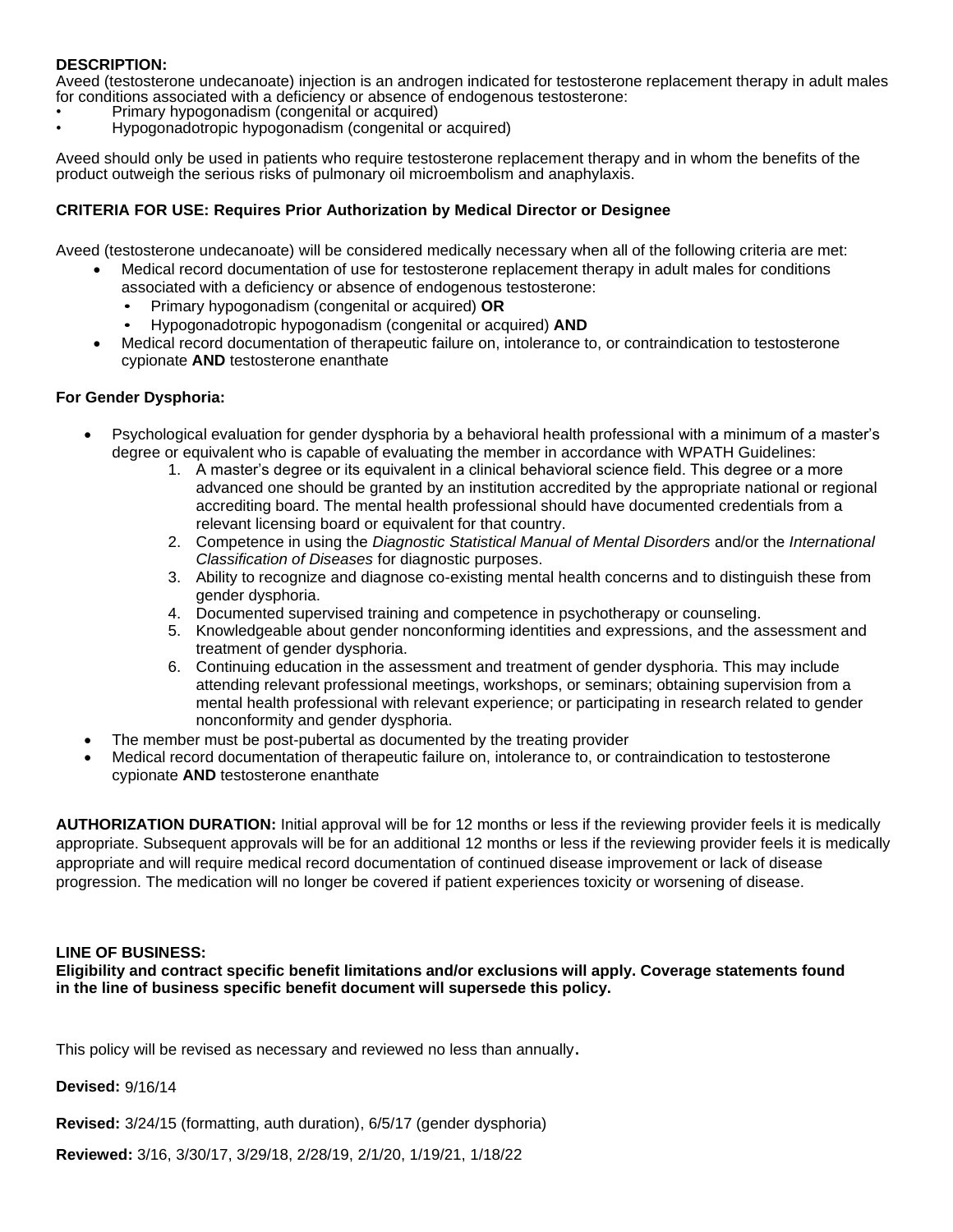**DESCRIPTION:**
Aveed (testosterone undecanoate) injection is an androgen indicated for testosterone replacement therapy in adult males for conditions associated with a deficiency or absence of endogenous testosterone:

- Primary hypogonadism (congenital or acquired)
- Hypogonadotropic hypogonadism (congenital or acquired)

Aveed should only be used in patients who require testosterone replacement therapy and in whom the benefits of the product outweigh the serious risks of pulmonary oil microembolism and anaphylaxis.

**CRITERIA FOR USE: Requires Prior Authorization by Medical Director or Designee**

Aveed (testosterone undecanoate) will be considered medically necessary when all of the following criteria are met:

- Medical record documentation of use for testosterone replacement therapy in adult males for conditions associated with a deficiency or absence of endogenous testosterone:
  - Primary hypogonadism (congenital or acquired) **OR**
  - Hypogonadotropic hypogonadism (congenital or acquired) **AND**
- Medical record documentation of therapeutic failure on, intolerance to, or contraindication to testosterone cypionate **AND** testosterone enanthate

**For Gender Dysphoria:**

- Psychological evaluation for gender dysphoria by a behavioral health professional with a minimum of a master's degree or equivalent who is capable of evaluating the member in accordance with WPATH Guidelines:
  1. A master's degree or its equivalent in a clinical behavioral science field. This degree or a more advanced one should be granted by an institution accredited by the appropriate national or regional accrediting board. The mental health professional should have documented credentials from a relevant licensing board or equivalent for that country.
  2. Competence in using the *Diagnostic Statistical Manual of Mental Disorders* and/or the *International Classification of Diseases* for diagnostic purposes.
  3. Ability to recognize and diagnose co-existing mental health concerns and to distinguish these from gender dysphoria.
  4. Documented supervised training and competence in psychotherapy or counseling.
  5. Knowledgeable about gender nonconforming identities and expressions, and the assessment and treatment of gender dysphoria.
  6. Continuing education in the assessment and treatment of gender dysphoria. This may include attending relevant professional meetings, workshops, or seminars; obtaining supervision from a mental health professional with relevant experience; or participating in research related to gender nonconformity and gender dysphoria.
- The member must be post-pubertal as documented by the treating provider
- Medical record documentation of therapeutic failure on, intolerance to, or contraindication to testosterone cypionate **AND** testosterone enanthate

**AUTHORIZATION DURATION:** Initial approval will be for 12 months or less if the reviewing provider feels it is medically appropriate. Subsequent approvals will be for an additional 12 months or less if the reviewing provider feels it is medically appropriate and will require medical record documentation of continued disease improvement or lack of disease progression. The medication will no longer be covered if patient experiences toxicity or worsening of disease.

**LINE OF BUSINESS:**
**Eligibility and contract specific benefit limitations and/or exclusions will apply. Coverage statements found in the line of business specific benefit document will supersede this policy.**

This policy will be revised as necessary and reviewed no less than annually.

**Devised:** 9/16/14

**Revised:** 3/24/15 (formatting, auth duration), 6/5/17 (gender dysphoria)

**Reviewed:** 3/16, 3/30/17, 3/29/18, 2/28/19, 2/1/20, 1/19/21, 1/18/22